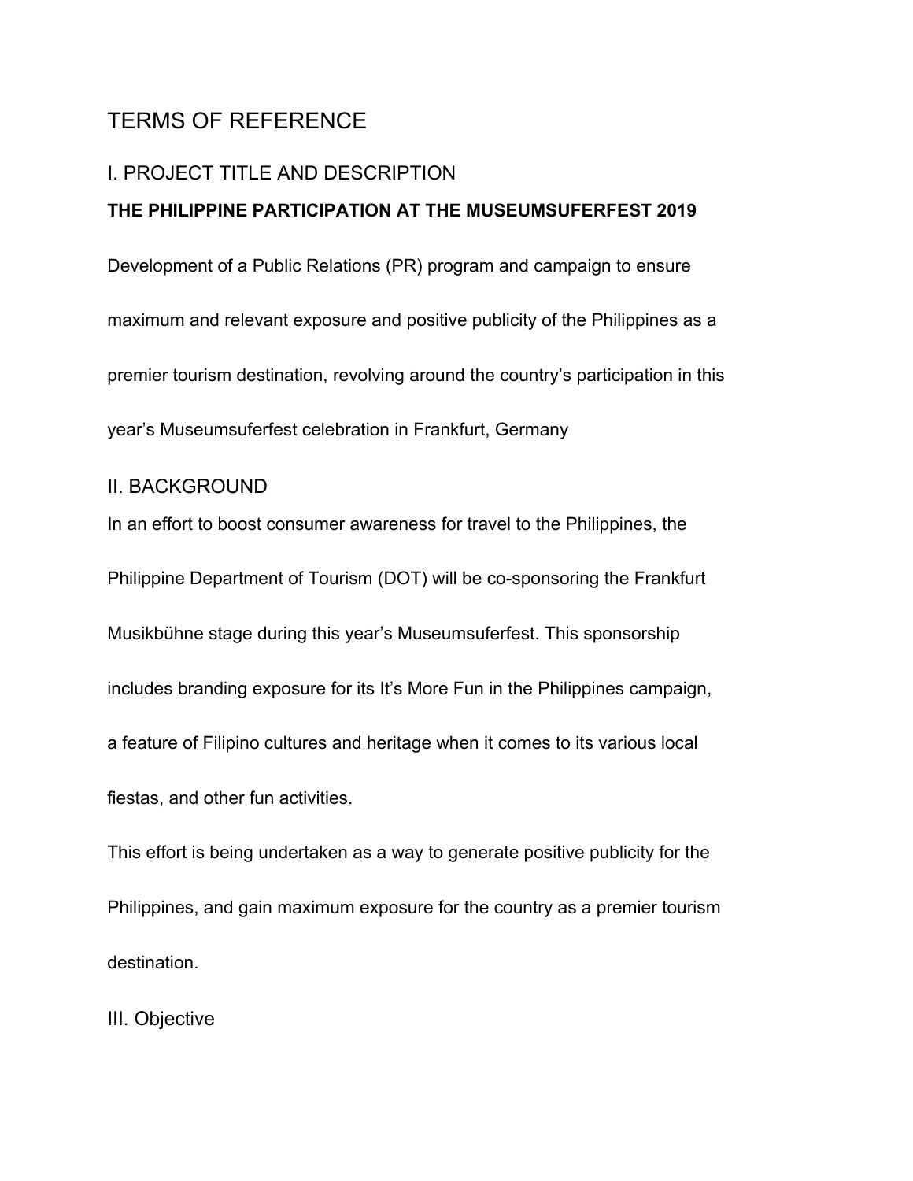# TERMS OF REFERENCE

## I. PROJECT TITLE AND DESCRIPTION

**THE PHILIPPINE PARTICIPATION AT THE MUSEUMSUFERFEST 2019**

Development of a Public Relations (PR) program and campaign to ensure maximum and relevant exposure and positive publicity of the Philippines as a premier tourism destination, revolving around the country's participation in this year's Museumsuferfest celebration in Frankfurt, Germany

## II. BACKGROUND

In an effort to boost consumer awareness for travel to the Philippines, the Philippine Department of Tourism (DOT) will be co-sponsoring the Frankfurt Musikbühne stage during this year's Museumsuferfest. This sponsorship includes branding exposure for its It's More Fun in the Philippines campaign, a feature of Filipino cultures and heritage when it comes to its various local fiestas, and other fun activities.

This effort is being undertaken as a way to generate positive publicity for the Philippines, and gain maximum exposure for the country as a premier tourism destination.

## III. Objective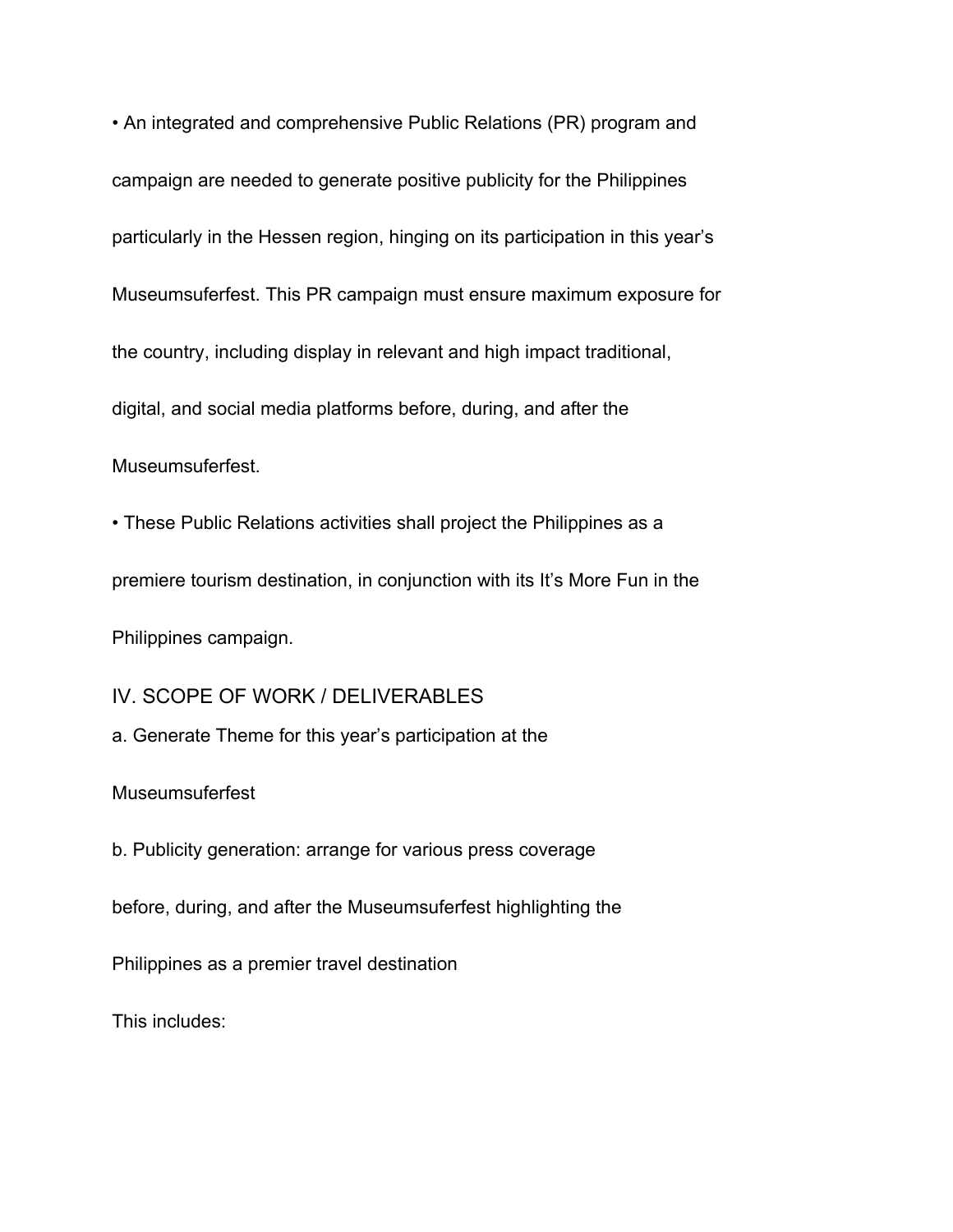- An integrated and comprehensive Public Relations (PR) program and campaign are needed to generate positive publicity for the Philippines particularly in the Hessen region, hinging on its participation in this year's Museumsuferfest. This PR campaign must ensure maximum exposure for the country, including display in relevant and high impact traditional, digital, and social media platforms before, during, and after the Museumsuferfest.
- These Public Relations activities shall project the Philippines as a premiere tourism destination, in conjunction with its It's More Fun in the Philippines campaign.

## IV. SCOPE OF WORK / DELIVERABLES

a. Generate Theme for this year's participation at the Museumsuferfest

b. Publicity generation: arrange for various press coverage before, during, and after the Museumsuferfest highlighting the Philippines as a premier travel destination

This includes: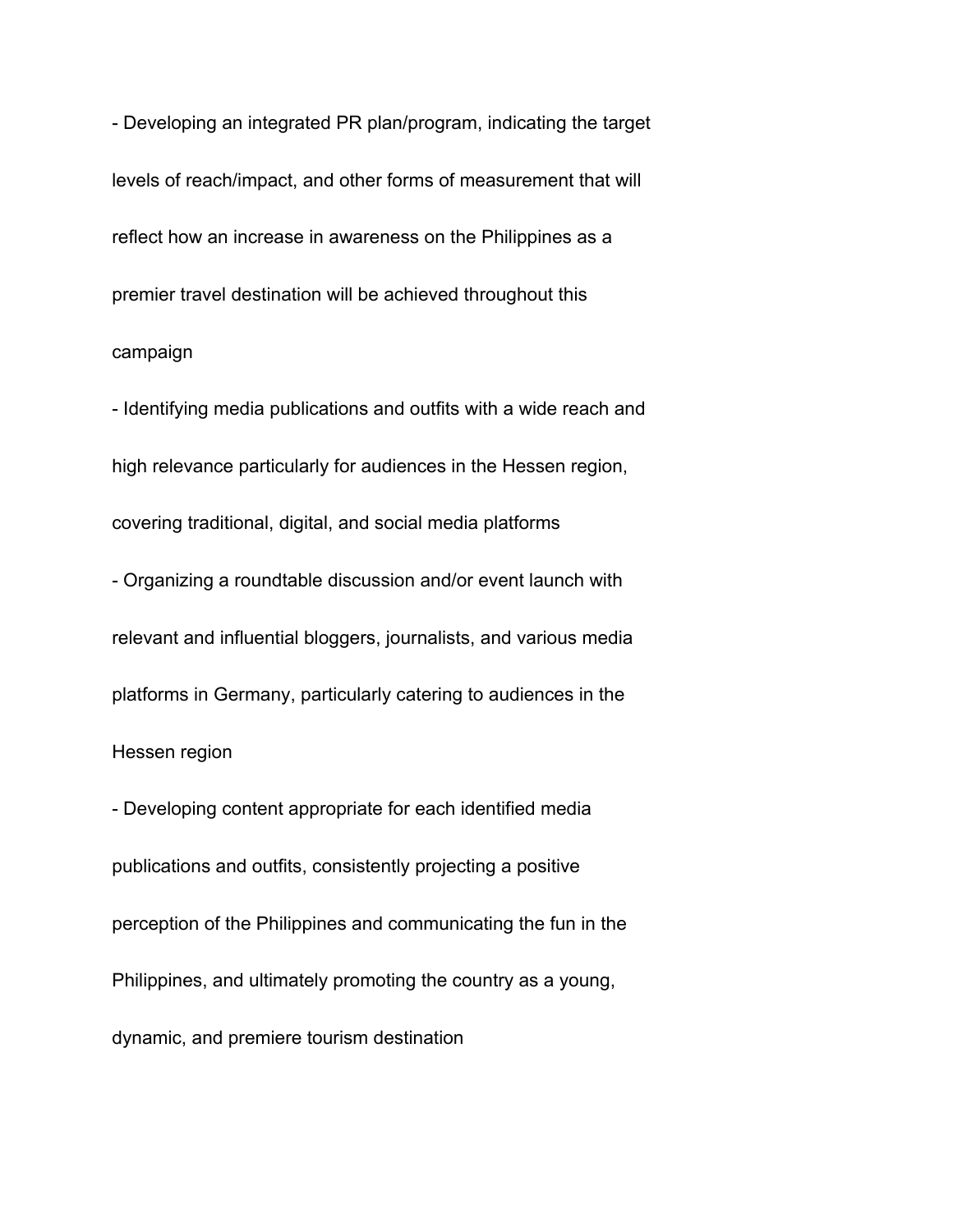- Developing an integrated PR plan/program, indicating the target levels of reach/impact, and other forms of measurement that will reflect how an increase in awareness on the Philippines as a premier travel destination will be achieved throughout this campaign
- Identifying media publications and outfits with a wide reach and high relevance particularly for audiences in the Hessen region, covering traditional, digital, and social media platforms
- Organizing a roundtable discussion and/or event launch with relevant and influential bloggers, journalists, and various media platforms in Germany, particularly catering to audiences in the Hessen region
- Developing content appropriate for each identified media publications and outfits, consistently projecting a positive perception of the Philippines and communicating the fun in the Philippines, and ultimately promoting the country as a young, dynamic, and premiere tourism destination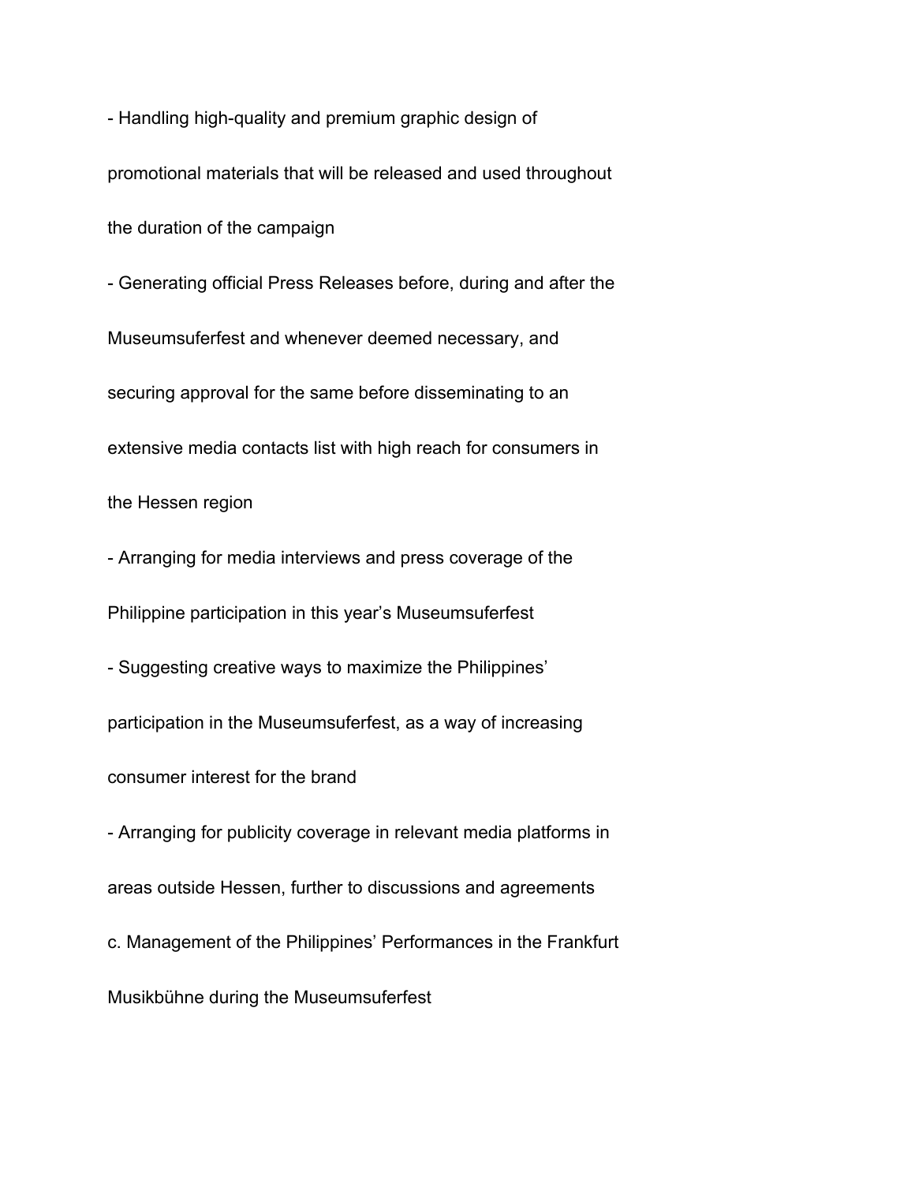- Handling high-quality and premium graphic design of promotional materials that will be released and used throughout the duration of the campaign
- Generating official Press Releases before, during and after the Museumsuferfest and whenever deemed necessary, and securing approval for the same before disseminating to an extensive media contacts list with high reach for consumers in the Hessen region
- Arranging for media interviews and press coverage of the Philippine participation in this year's Museumsuferfest
- Suggesting creative ways to maximize the Philippines' participation in the Museumsuferfest, as a way of increasing consumer interest for the brand
- Arranging for publicity coverage in relevant media platforms in areas outside Hessen, further to discussions and agreements

c. Management of the Philippines' Performances in the Frankfurt Musikbühne during the Museumsuferfest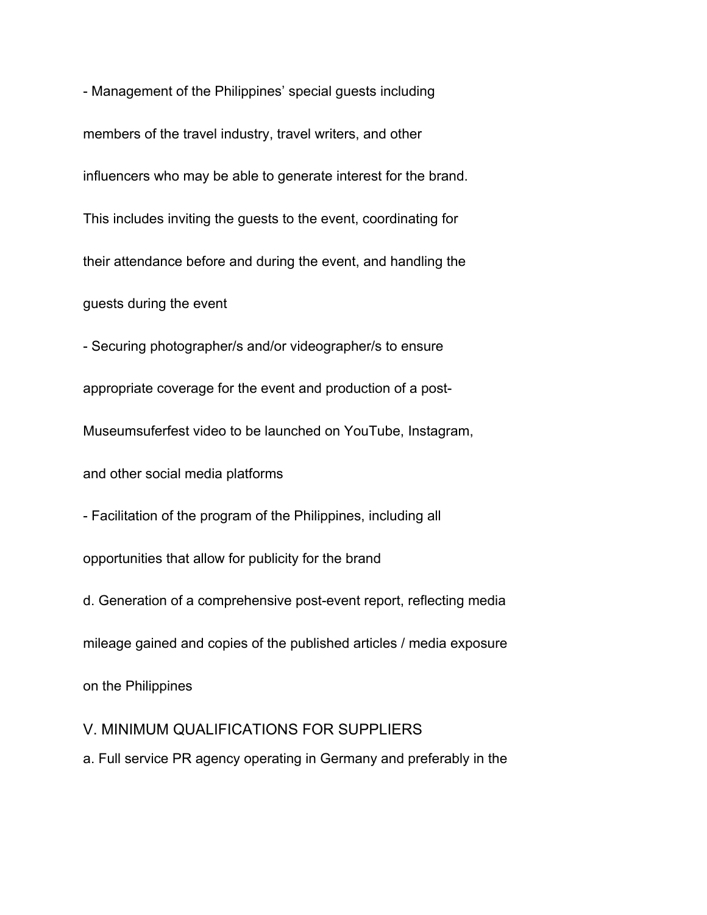- Management of the Philippines' special guests including members of the travel industry, travel writers, and other influencers who may be able to generate interest for the brand. This includes inviting the guests to the event, coordinating for their attendance before and during the event, and handling the guests during the event
- Securing photographer/s and/or videographer/s to ensure appropriate coverage for the event and production of a post-Museumsuferfest video to be launched on YouTube, Instagram, and other social media platforms
- Facilitation of the program of the Philippines, including all opportunities that allow for publicity for the brand

d. Generation of a comprehensive post-event report, reflecting media mileage gained and copies of the published articles / media exposure on the Philippines

## V. MINIMUM QUALIFICATIONS FOR SUPPLIERS

a. Full service PR agency operating in Germany and preferably in the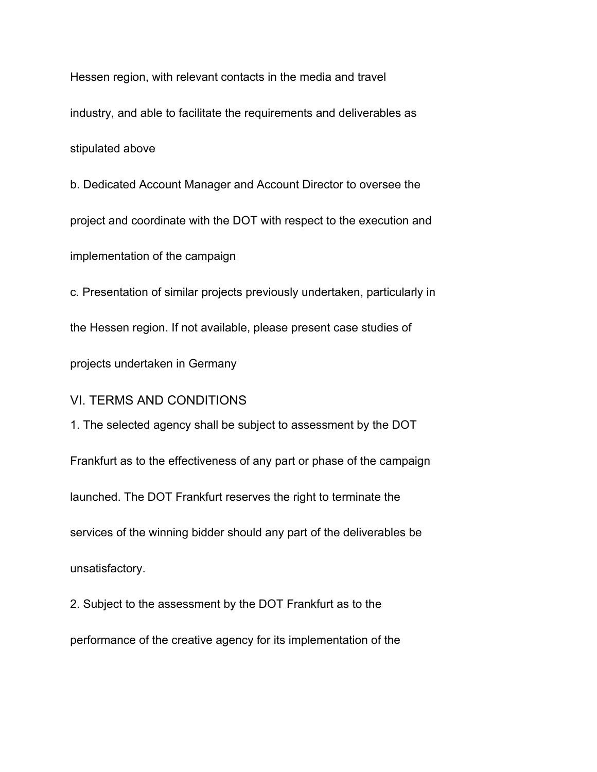Hessen region, with relevant contacts in the media and travel industry, and able to facilitate the requirements and deliverables as stipulated above

b. Dedicated Account Manager and Account Director to oversee the project and coordinate with the DOT with respect to the execution and implementation of the campaign

c. Presentation of similar projects previously undertaken, particularly in the Hessen region. If not available, please present case studies of projects undertaken in Germany

## VI. TERMS AND CONDITIONS

1. The selected agency shall be subject to assessment by the DOT Frankfurt as to the effectiveness of any part or phase of the campaign launched. The DOT Frankfurt reserves the right to terminate the services of the winning bidder should any part of the deliverables be unsatisfactory.

2. Subject to the assessment by the DOT Frankfurt as to the performance of the creative agency for its implementation of the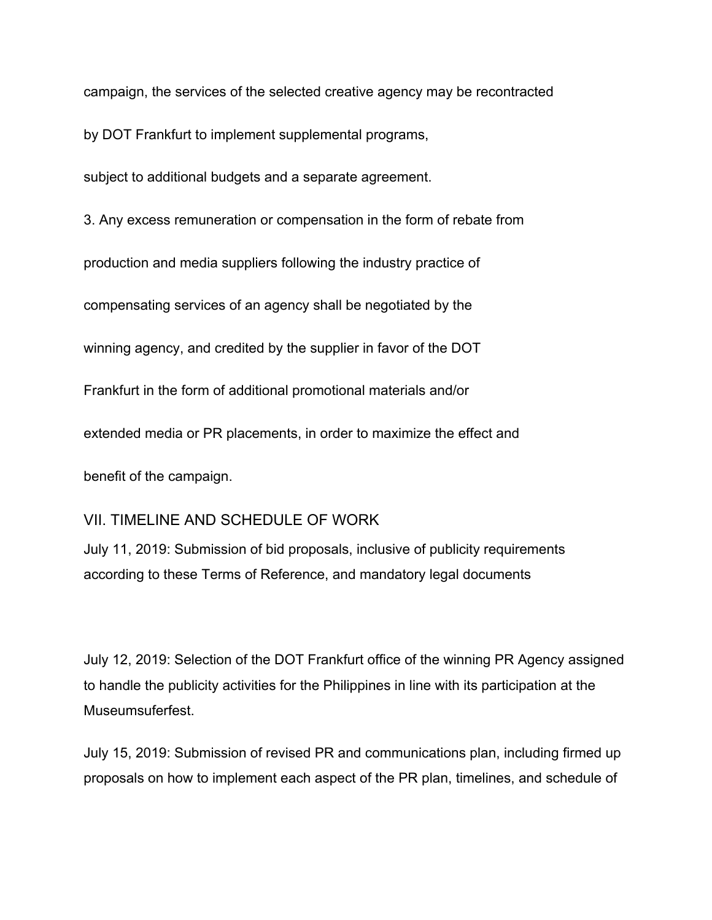campaign, the services of the selected creative agency may be recontracted by DOT Frankfurt to implement supplemental programs, subject to additional budgets and a separate agreement.

3. Any excess remuneration or compensation in the form of rebate from production and media suppliers following the industry practice of compensating services of an agency shall be negotiated by the winning agency, and credited by the supplier in favor of the DOT Frankfurt in the form of additional promotional materials and/or extended media or PR placements, in order to maximize the effect and benefit of the campaign.

## VII. TIMELINE AND SCHEDULE OF WORK

July 11, 2019: Submission of bid proposals, inclusive of publicity requirements according to these Terms of Reference, and mandatory legal documents

July 12, 2019: Selection of the DOT Frankfurt office of the winning PR Agency assigned to handle the publicity activities for the Philippines in line with its participation at the Museumsuferfest.

July 15, 2019: Submission of revised PR and communications plan, including firmed up proposals on how to implement each aspect of the PR plan, timelines, and schedule of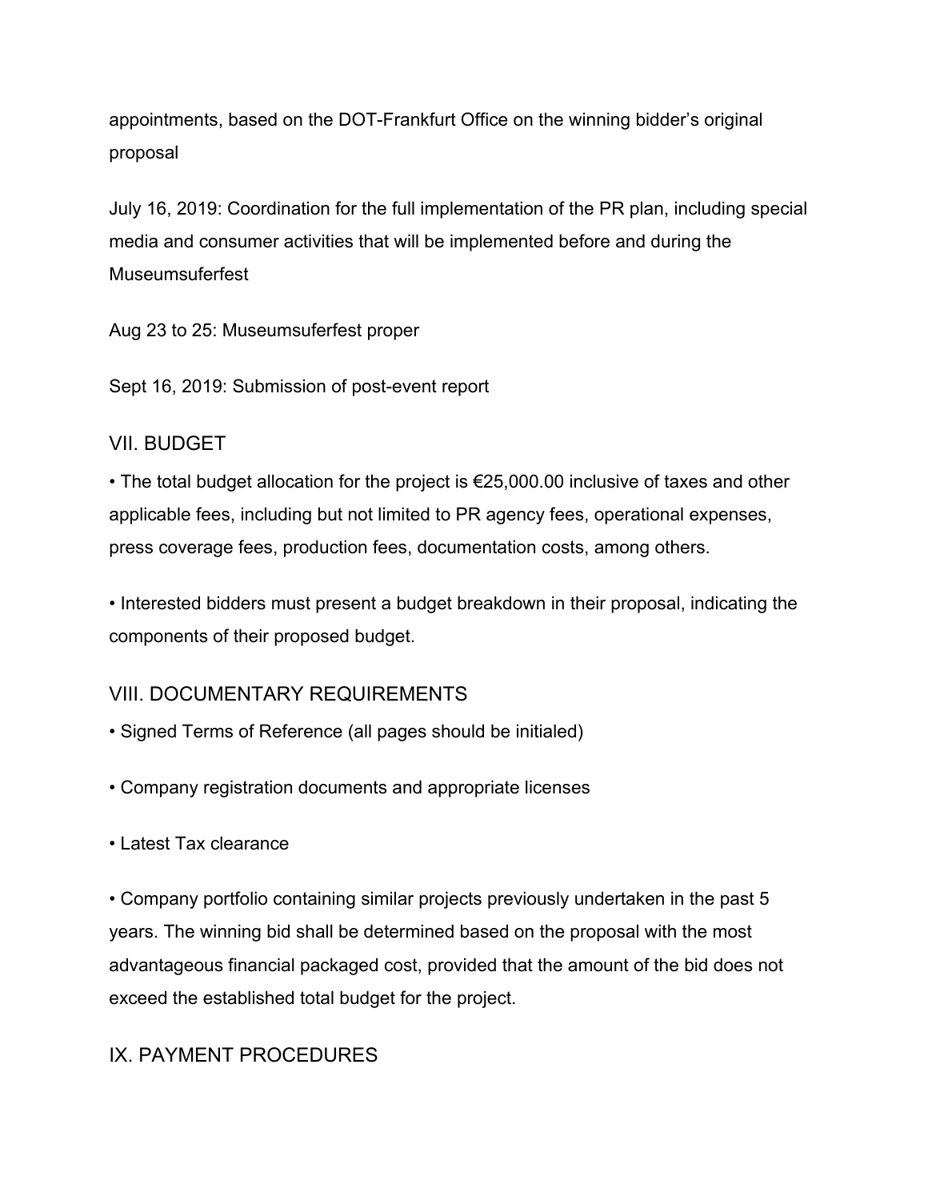appointments, based on the DOT-Frankfurt Office on the winning bidder's original proposal

July 16, 2019: Coordination for the full implementation of the PR plan, including special media and consumer activities that will be implemented before and during the Museumsuferfest

Aug 23 to 25: Museumsuferfest proper

Sept 16, 2019: Submission of post-event report

## VII. BUDGET

- The total budget allocation for the project is €25,000.00 inclusive of taxes and other applicable fees, including but not limited to PR agency fees, operational expenses, press coverage fees, production fees, documentation costs, among others.

- Interested bidders must present a budget breakdown in their proposal, indicating the components of their proposed budget.

## VIII. DOCUMENTARY REQUIREMENTS

- Signed Terms of Reference (all pages should be initialed)

- Company registration documents and appropriate licenses

- Latest Tax clearance

- Company portfolio containing similar projects previously undertaken in the past 5 years. The winning bid shall be determined based on the proposal with the most advantageous financial packaged cost, provided that the amount of the bid does not exceed the established total budget for the project.

## IX. PAYMENT PROCEDURES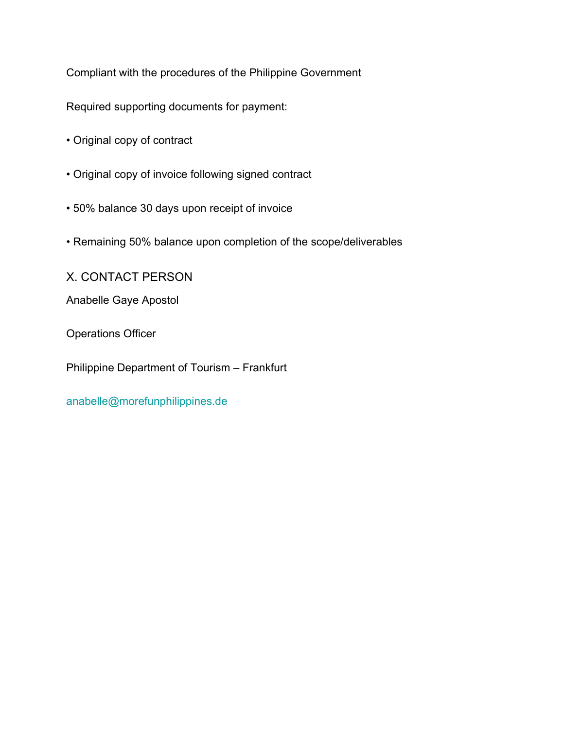Compliant with the procedures of the Philippine Government

Required supporting documents for payment:

- Original copy of contract
- Original copy of invoice following signed contract
- 50% balance 30 days upon receipt of invoice
- Remaining 50% balance upon completion of the scope/deliverables

## X. CONTACT PERSON

Anabelle Gaye Apostol

Operations Officer

Philippine Department of Tourism – Frankfurt

anabelle@morefunphilippines.de